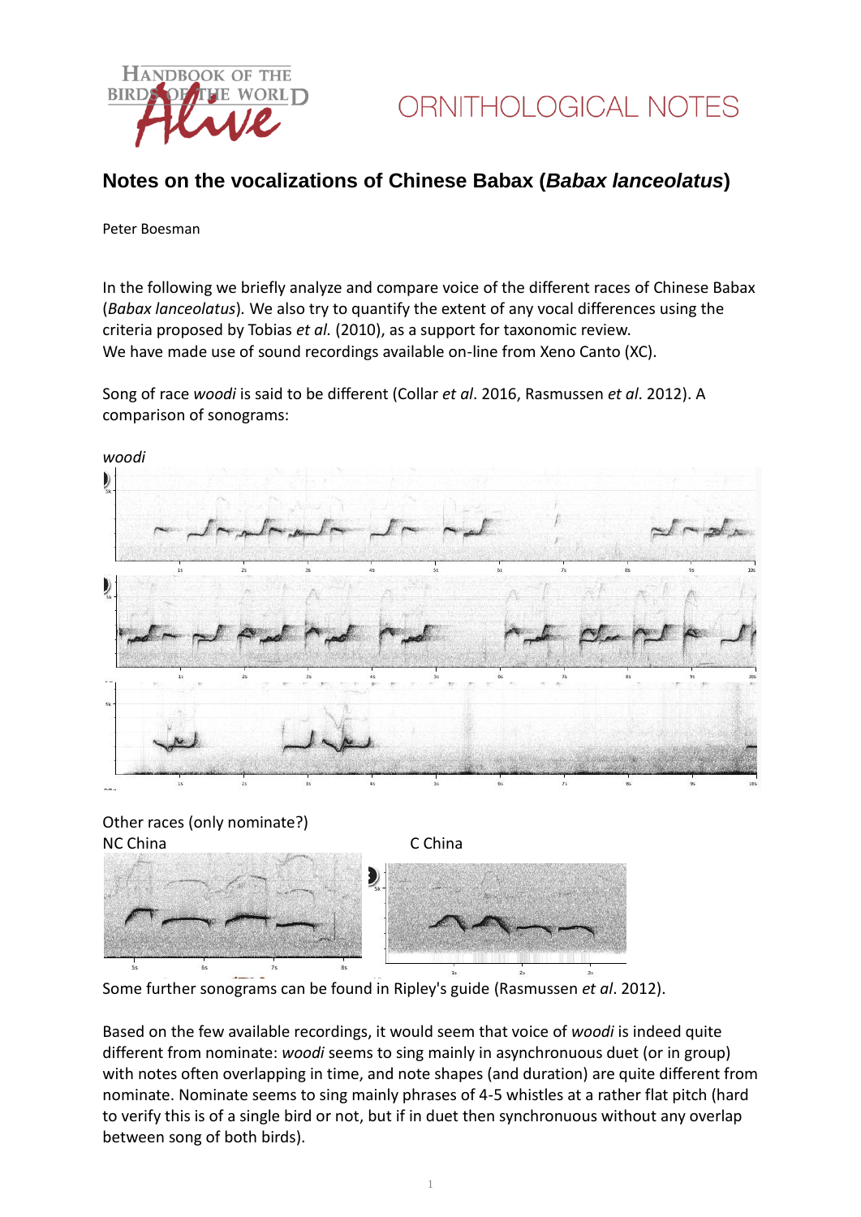# Notes on the vocalizations of Chinese Babax (*Babax lanceolatus*)

Peter Boesman

In the following we briefly analyze and compare voice of the different races of Chinese Babax (*Babax lanceolatus*). We also try to quantify the extent of any vocal differences using the criteria proposed by Tobias *et al.* (2010), as a support for taxonomic review.
We have made use of sound recordings available on-line from Xeno Canto (XC).

Song of race *woodi* is said to be different (Collar *et al*. 2016, Rasmussen *et al*. 2012). A comparison of sonograms:

*woodi*

Other races (only nominate?)
NC China

C China

Some further sonograms can be found in Ripley's guide (Rasmussen *et al*. 2012).

Based on the few available recordings, it would seem that voice of *woodi* is indeed quite different from nominate: *woodi* seems to sing mainly in asynchronous duet (or in group) with notes often overlapping in time, and note shapes (and duration) are quite different from nominate. Nominate seems to sing mainly phrases of 4-5 whistles at a rather flat pitch (hard to verify this is of a single bird or not, but if in duet then synchronous without any overlap between song of both birds).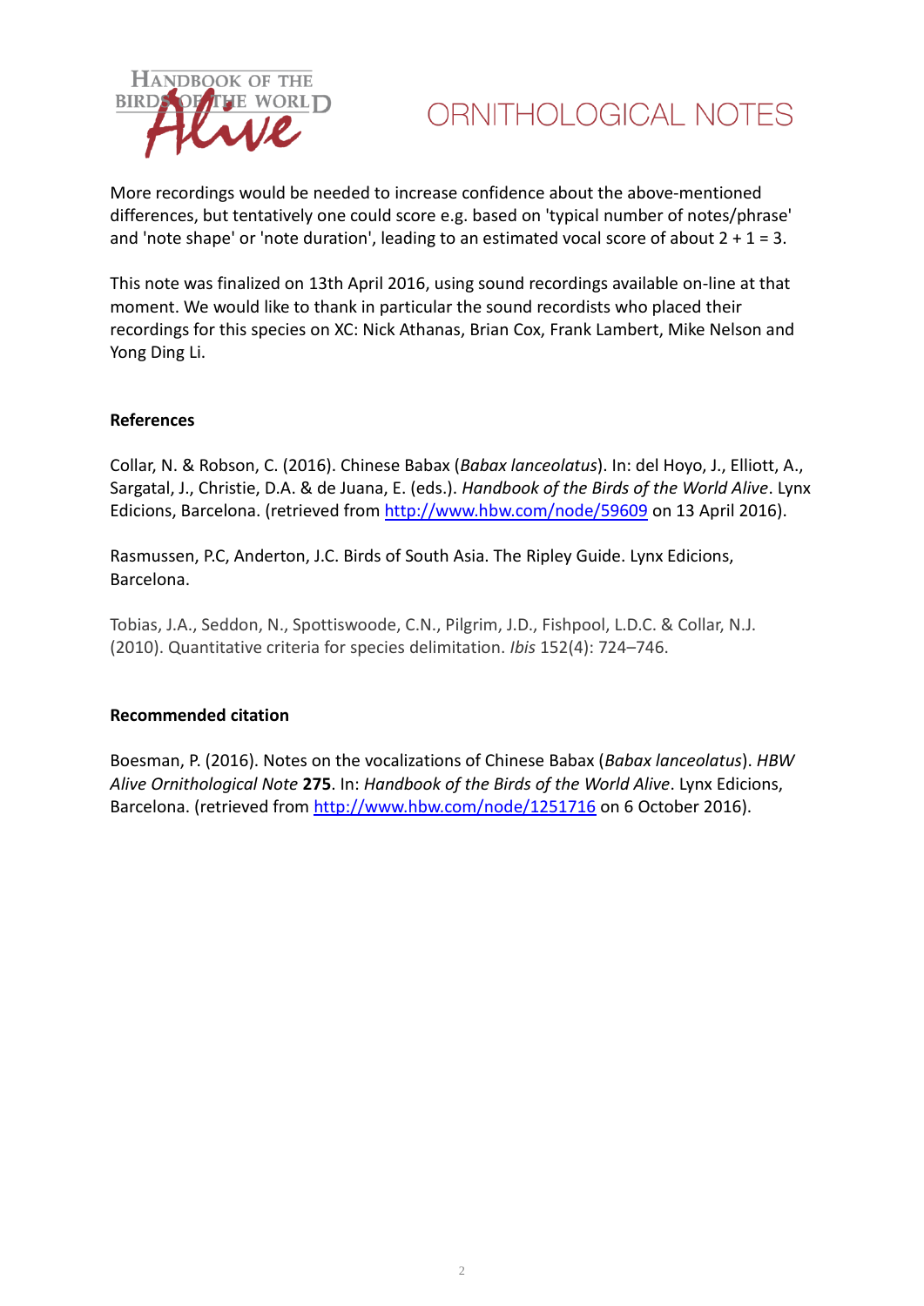More recordings would be needed to increase confidence about the above-mentioned differences, but tentatively one could score e.g. based on 'typical number of notes/phrase' and 'note shape' or 'note duration', leading to an estimated vocal score of about 2 + 1 = 3.

This note was finalized on 13th April 2016, using sound recordings available on-line at that moment. We would like to thank in particular the sound recordists who placed their recordings for this species on XC: Nick Athanas, Brian Cox, Frank Lambert, Mike Nelson and Yong Ding Li.

**References**

Collar, N. & Robson, C. (2016). Chinese Babax (*Babax lanceolatus*). In: del Hoyo, J., Elliott, A., Sargatal, J., Christie, D.A. & de Juana, E. (eds.). *Handbook of the Birds of the World Alive*. Lynx Edicions, Barcelona. (retrieved from http://www.hbw.com/node/59609 on 13 April 2016).

Rasmussen, P.C, Anderton, J.C. Birds of South Asia. The Ripley Guide. Lynx Edicions, Barcelona.

Tobias, J.A., Seddon, N., Spottiswoode, C.N., Pilgrim, J.D., Fishpool, L.D.C. & Collar, N.J. (2010). Quantitative criteria for species delimitation. *Ibis* 152(4): 724–746.

**Recommended citation**

Boesman, P. (2016). Notes on the vocalizations of Chinese Babax (*Babax lanceolatus*). *HBW Alive Ornithological Note* **275**. In: *Handbook of the Birds of the World Alive*. Lynx Edicions, Barcelona. (retrieved from http://www.hbw.com/node/1251716 on 6 October 2016).